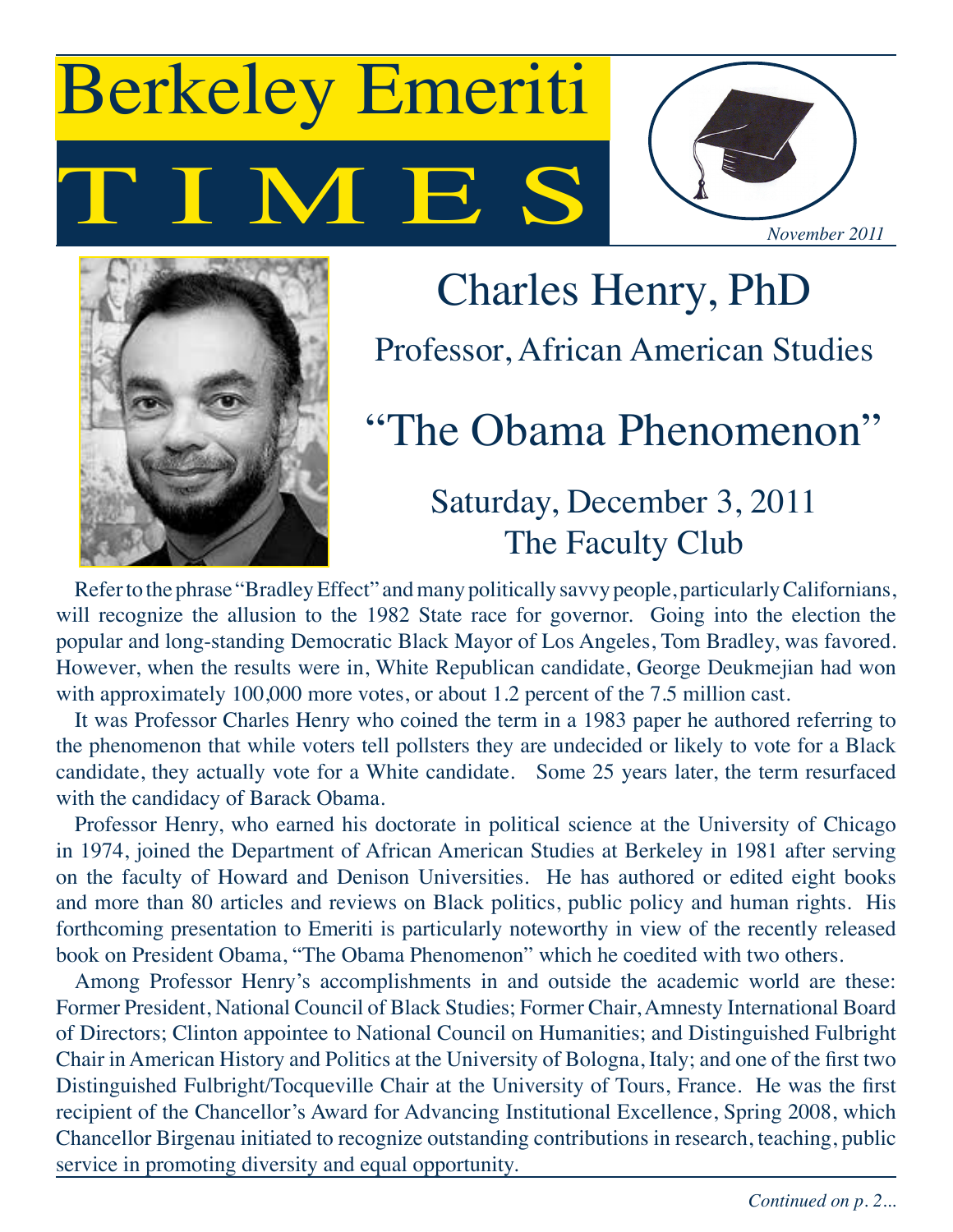# Berkeley Emeriti TIMES

*November 2011*

## Charles Henry, PhD

### Professor, African American Studies

## "The Obama Phenomenon"

### Saturday, December 3, 2011
### The Faculty Club

Refer to the phrase "Bradley Effect" and many politically savvy people, particularly Californians, will recognize the allusion to the 1982 State race for governor. Going into the election the popular and long-standing Democratic Black Mayor of Los Angeles, Tom Bradley, was favored. However, when the results were in, White Republican candidate, George Deukmejian had won with approximately 100,000 more votes, or about 1.2 percent of the 7.5 million cast.

It was Professor Charles Henry who coined the term in a 1983 paper he authored referring to the phenomenon that while voters tell pollsters they are undecided or likely to vote for a Black candidate, they actually vote for a White candidate. Some 25 years later, the term resurfaced with the candidacy of Barack Obama.

Professor Henry, who earned his doctorate in political science at the University of Chicago in 1974, joined the Department of African American Studies at Berkeley in 1981 after serving on the faculty of Howard and Denison Universities. He has authored or edited eight books and more than 80 articles and reviews on Black politics, public policy and human rights. His forthcoming presentation to Emeriti is particularly noteworthy in view of the recently released book on President Obama, "The Obama Phenomenon" which he coedited with two others.

Among Professor Henry's accomplishments in and outside the academic world are these: Former President, National Council of Black Studies; Former Chair, Amnesty International Board of Directors; Clinton appointee to National Council on Humanities; and Distinguished Fulbright Chair in American History and Politics at the University of Bologna, Italy; and one of the first two Distinguished Fulbright/Tocqueville Chair at the University of Tours, France. He was the first recipient of the Chancellor's Award for Advancing Institutional Excellence, Spring 2008, which Chancellor Birgenau initiated to recognize outstanding contributions in research, teaching, public service in promoting diversity and equal opportunity.

*Continued on p. 2...*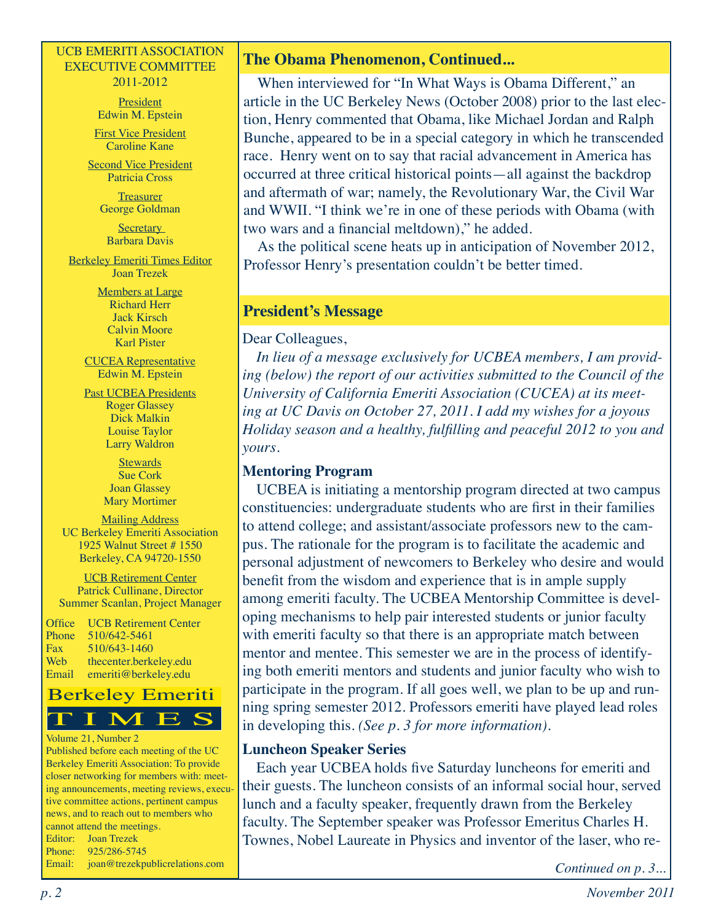## The Obama Phenomenon, Continued...

When interviewed for "In What Ways is Obama Different," an article in the UC Berkeley News (October 2008) prior to the last election, Henry commented that Obama, like Michael Jordan and Ralph Bunche, appeared to be in a special category in which he transcended race. Henry went on to say that racial advancement in America has occurred at three critical historical points—all against the backdrop and aftermath of war; namely, the Revolutionary War, the Civil War and WWII. "I think we're in one of these periods with Obama (with two wars and a financial meltdown)," he added.

As the political scene heats up in anticipation of November 2012, Professor Henry's presentation couldn't be better timed.

## President's Message

Dear Colleagues,

*In lieu of a message exclusively for UCBEA members, I am providing (below) the report of our activities submitted to the Council of the University of California Emeriti Association (CUCEA) at its meeting at UC Davis on October 27, 2011. I add my wishes for a joyous Holiday season and a healthy, fulfilling and peaceful 2012 to you and yours.*

**Mentoring Program**

UCBEA is initiating a mentorship program directed at two campus constituencies: undergraduate students who are first in their families to attend college; and assistant/associate professors new to the campus. The rationale for the program is to facilitate the academic and personal adjustment of newcomers to Berkeley who desire and would benefit from the wisdom and experience that is in ample supply among emeriti faculty. The UCBEA Mentorship Committee is developing mechanisms to help pair interested students or junior faculty with emeriti faculty so that there is an appropriate match between mentor and mentee. This semester we are in the process of identifying both emeriti mentors and students and junior faculty who wish to participate in the program. If all goes well, we plan to be up and running spring semester 2012. Professors emeriti have played lead roles in developing this. *(See p. 3 for more information).*

**Luncheon Speaker Series**

Each year UCBEA holds five Saturday luncheons for emeriti and their guests. The luncheon consists of an informal social hour, served lunch and a faculty speaker, frequently drawn from the Berkeley faculty. The September speaker was Professor Emeritus Charles H. Townes, Nobel Laureate in Physics and inventor of the laser, who re-

*Continued on p. 3...*

---

UCB EMERITI ASSOCIATION EXECUTIVE COMMITTEE 2011-2012

President
Edwin M. Epstein

First Vice President
Caroline Kane

Second Vice President
Patricia Cross

Treasurer
George Goldman

Secretary
Barbara Davis

Berkeley Emeriti Times Editor
Joan Trezek

Members at Large
Richard Herr
Jack Kirsch
Calvin Moore
Karl Pister

CUCEA Representative
Edwin M. Epstein

Past UCBEA Presidents
Roger Glassey
Dick Malkin
Louise Taylor
Larry Waldron

Stewards
Sue Cork
Joan Glassey
Mary Mortimer

Mailing Address
UC Berkeley Emeriti Association
1925 Walnut Street # 1550
Berkeley, CA 94720-1550

UCB Retirement Center
Patrick Cullinane, Director
Summer Scanlan, Project Manager

Office UCB Retirement Center
Phone 510/642-5461
Fax 510/643-1460
Web thecenter.berkeley.edu
Email emeriti@berkeley.edu

**Berkeley Emeriti TIMES**

Volume 21, Number 2
Published before each meeting of the UC Berkeley Emeriti Association: To provide closer networking for members with: meeting announcements, meeting reviews, executive committee actions, pertinent campus news, and to reach out to members who cannot attend the meetings.
Editor: Joan Trezek
Phone: 925/286-5745
Email: joan@trezekpublicrelations.com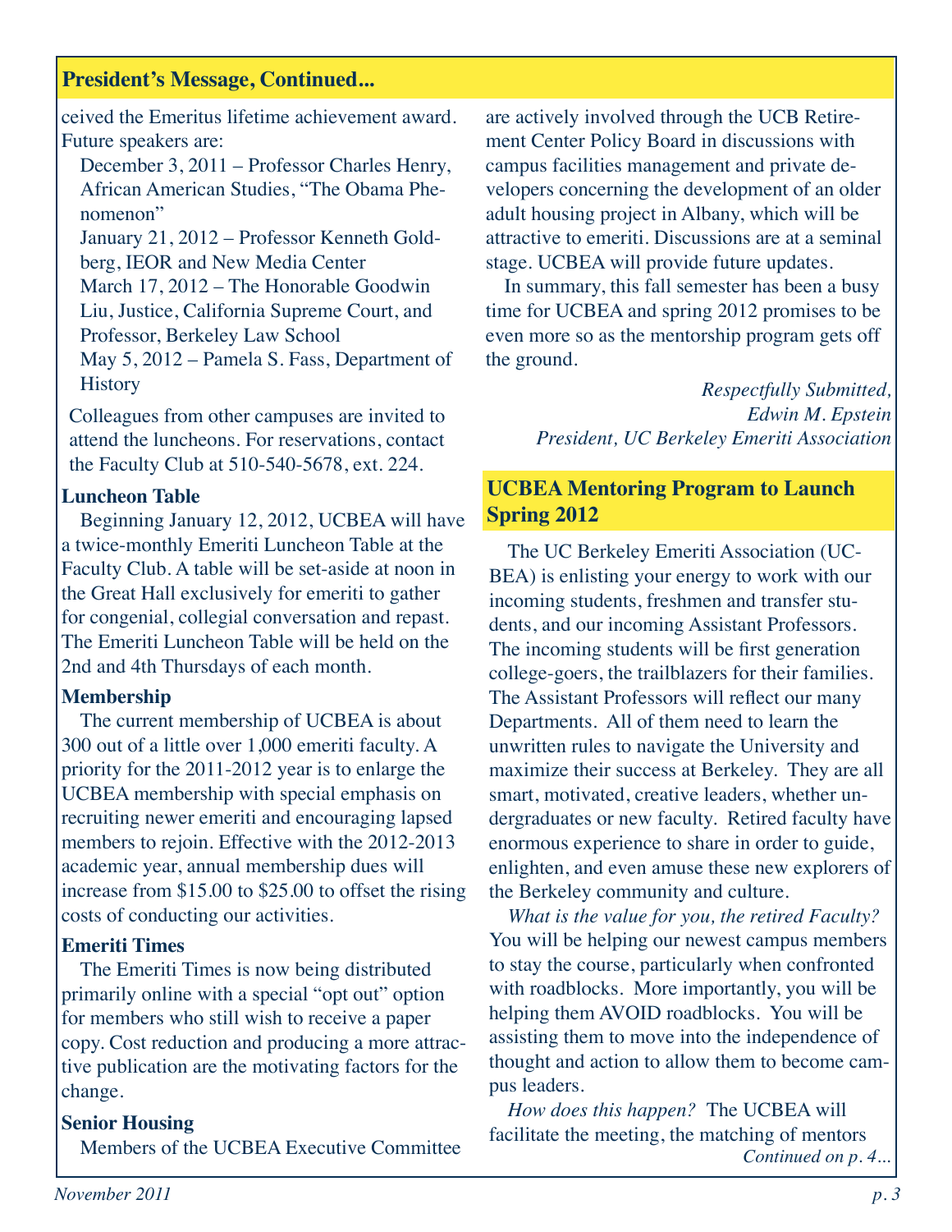## President's Message, Continued...

ceived the Emeritus lifetime achievement award. Future speakers are:

December 3, 2011 – Professor Charles Henry, African American Studies, "The Obama Phenomenon"

January 21, 2012 – Professor Kenneth Goldberg, IEOR and New Media Center

March 17, 2012 – The Honorable Goodwin Liu, Justice, California Supreme Court, and Professor, Berkeley Law School

May 5, 2012 – Pamela S. Fass, Department of History

Colleagues from other campuses are invited to attend the luncheons. For reservations, contact the Faculty Club at 510-540-5678, ext. 224.

**Luncheon Table**

Beginning January 12, 2012, UCBEA will have a twice-monthly Emeriti Luncheon Table at the Faculty Club. A table will be set-aside at noon in the Great Hall exclusively for emeriti to gather for congenial, collegial conversation and repast. The Emeriti Luncheon Table will be held on the 2nd and 4th Thursdays of each month.

**Membership**

The current membership of UCBEA is about 300 out of a little over 1,000 emeriti faculty. A priority for the 2011-2012 year is to enlarge the UCBEA membership with special emphasis on recruiting newer emeriti and encouraging lapsed members to rejoin. Effective with the 2012-2013 academic year, annual membership dues will increase from $15.00 to $25.00 to offset the rising costs of conducting our activities.

**Emeriti Times**

The Emeriti Times is now being distributed primarily online with a special "opt out" option for members who still wish to receive a paper copy. Cost reduction and producing a more attractive publication are the motivating factors for the change.

**Senior Housing**

Members of the UCBEA Executive Committee are actively involved through the UCB Retirement Center Policy Board in discussions with campus facilities management and private developers concerning the development of an older adult housing project in Albany, which will be attractive to emeriti. Discussions are at a seminal stage. UCBEA will provide future updates.

In summary, this fall semester has been a busy time for UCBEA and spring 2012 promises to be even more so as the mentorship program gets off the ground.

*Respectfully Submitted,*
*Edwin M. Epstein*
*President, UC Berkeley Emeriti Association*

## UCBEA Mentoring Program to Launch Spring 2012

The UC Berkeley Emeriti Association (UCBEA) is enlisting your energy to work with our incoming students, freshmen and transfer students, and our incoming Assistant Professors. The incoming students will be first generation college-goers, the trailblazers for their families. The Assistant Professors will reflect our many Departments. All of them need to learn the unwritten rules to navigate the University and maximize their success at Berkeley. They are all smart, motivated, creative leaders, whether undergraduates or new faculty. Retired faculty have enormous experience to share in order to guide, enlighten, and even amuse these new explorers of the Berkeley community and culture.

*What is the value for you, the retired Faculty?* You will be helping our newest campus members to stay the course, particularly when confronted with roadblocks. More importantly, you will be helping them AVOID roadblocks. You will be assisting them to move into the independence of thought and action to allow them to become campus leaders.

*How does this happen?* The UCBEA will facilitate the meeting, the matching of mentors

*Continued on p. 4...*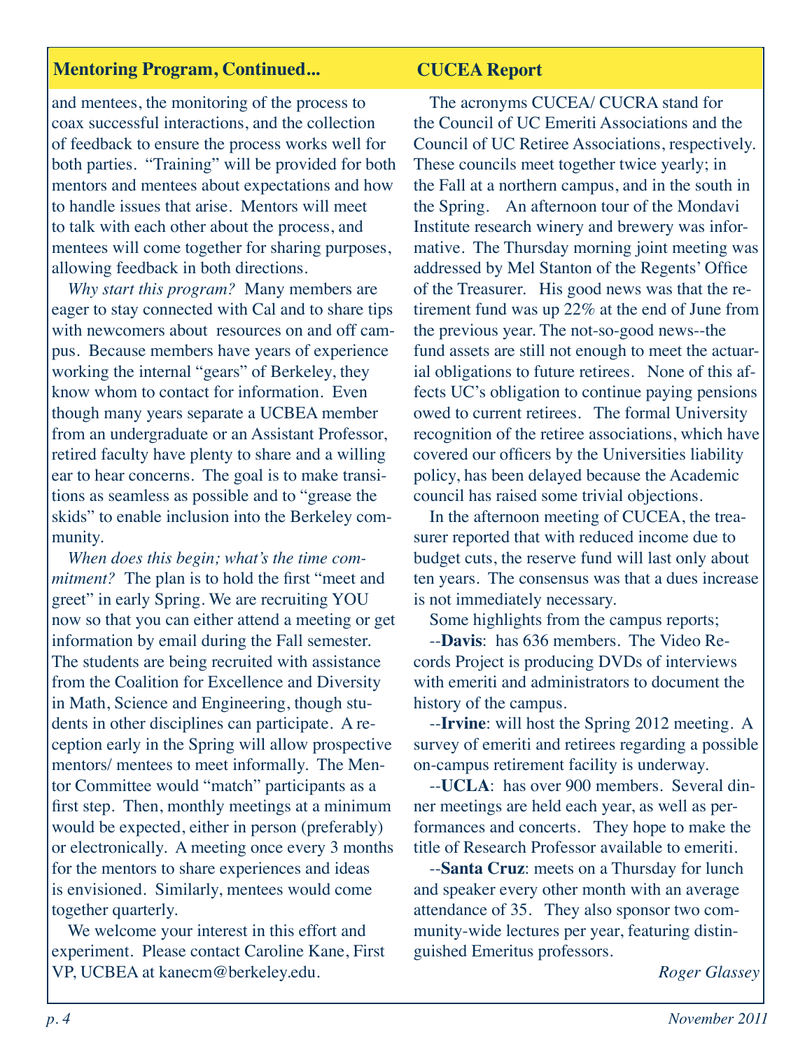## Mentoring Program, Continued...

and mentees, the monitoring of the process to coax successful interactions, and the collection of feedback to ensure the process works well for both parties. "Training" will be provided for both mentors and mentees about expectations and how to handle issues that arise. Mentors will meet to talk with each other about the process, and mentees will come together for sharing purposes, allowing feedback in both directions.

*Why start this program?* Many members are eager to stay connected with Cal and to share tips with newcomers about resources on and off campus. Because members have years of experience working the internal "gears" of Berkeley, they know whom to contact for information. Even though many years separate a UCBEA member from an undergraduate or an Assistant Professor, retired faculty have plenty to share and a willing ear to hear concerns. The goal is to make transitions as seamless as possible and to "grease the skids" to enable inclusion into the Berkeley community.

*When does this begin; what's the time commitment?* The plan is to hold the first "meet and greet" in early Spring. We are recruiting YOU now so that you can either attend a meeting or get information by email during the Fall semester. The students are being recruited with assistance from the Coalition for Excellence and Diversity in Math, Science and Engineering, though students in other disciplines can participate. A reception early in the Spring will allow prospective mentors/ mentees to meet informally. The Mentor Committee would "match" participants as a first step. Then, monthly meetings at a minimum would be expected, either in person (preferably) or electronically. A meeting once every 3 months for the mentors to share experiences and ideas is envisioned. Similarly, mentees would come together quarterly.

We welcome your interest in this effort and experiment. Please contact Caroline Kane, First VP, UCBEA at kanecm@berkeley.edu.

## CUCEA Report

The acronyms CUCEA/ CUCRA stand for the Council of UC Emeriti Associations and the Council of UC Retiree Associations, respectively. These councils meet together twice yearly; in the Fall at a northern campus, and in the south in the Spring. An afternoon tour of the Mondavi Institute research winery and brewery was informative. The Thursday morning joint meeting was addressed by Mel Stanton of the Regents' Office of the Treasurer. His good news was that the retirement fund was up 22% at the end of June from the previous year. The not-so-good news--the fund assets are still not enough to meet the actuarial obligations to future retirees. None of this affects UC's obligation to continue paying pensions owed to current retirees. The formal University recognition of the retiree associations, which have covered our officers by the Universities liability policy, has been delayed because the Academic council has raised some trivial objections.

In the afternoon meeting of CUCEA, the treasurer reported that with reduced income due to budget cuts, the reserve fund will last only about ten years. The consensus was that a dues increase is not immediately necessary.

Some highlights from the campus reports;

--**Davis**: has 636 members. The Video Records Project is producing DVDs of interviews with emeriti and administrators to document the history of the campus.

--**Irvine**: will host the Spring 2012 meeting. A survey of emeriti and retirees regarding a possible on-campus retirement facility is underway.

--**UCLA**: has over 900 members. Several dinner meetings are held each year, as well as performances and concerts. They hope to make the title of Research Professor available to emeriti.

--**Santa Cruz**: meets on a Thursday for lunch and speaker every other month with an average attendance of 35. They also sponsor two community-wide lectures per year, featuring distinguished Emeritus professors.

*Roger Glassey*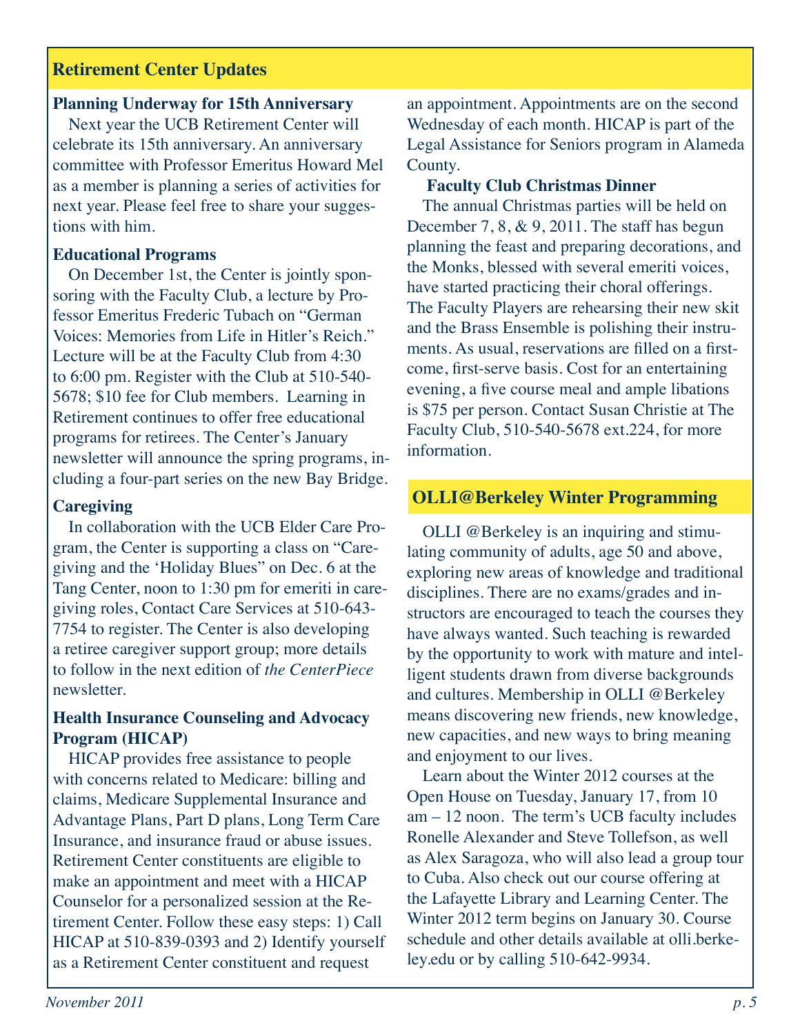## Retirement Center Updates

### Planning Underway for 15th Anniversary

Next year the UCB Retirement Center will celebrate its 15th anniversary. An anniversary committee with Professor Emeritus Howard Mel as a member is planning a series of activities for next year. Please feel free to share your suggestions with him.

### Educational Programs

On December 1st, the Center is jointly sponsoring with the Faculty Club, a lecture by Professor Emeritus Frederic Tubach on "German Voices: Memories from Life in Hitler's Reich." Lecture will be at the Faculty Club from 4:30 to 6:00 pm. Register with the Club at 510-540-5678; $10 fee for Club members. Learning in Retirement continues to offer free educational programs for retirees. The Center's January newsletter will announce the spring programs, including a four-part series on the new Bay Bridge.

### Caregiving

In collaboration with the UCB Elder Care Program, the Center is supporting a class on "Caregiving and the 'Holiday Blues" on Dec. 6 at the Tang Center, noon to 1:30 pm for emeriti in caregiving roles, Contact Care Services at 510-643-7754 to register. The Center is also developing a retiree caregiver support group; more details to follow in the next edition of *the CenterPiece* newsletter.

### Health Insurance Counseling and Advocacy Program (HICAP)

HICAP provides free assistance to people with concerns related to Medicare: billing and claims, Medicare Supplemental Insurance and Advantage Plans, Part D plans, Long Term Care Insurance, and insurance fraud or abuse issues. Retirement Center constituents are eligible to make an appointment and meet with a HICAP Counselor for a personalized session at the Retirement Center. Follow these easy steps: 1) Call HICAP at 510-839-0393 and 2) Identify yourself as a Retirement Center constituent and request an appointment. Appointments are on the second Wednesday of each month. HICAP is part of the Legal Assistance for Seniors program in Alameda County.

### Faculty Club Christmas Dinner

The annual Christmas parties will be held on December 7, 8, & 9, 2011. The staff has begun planning the feast and preparing decorations, and the Monks, blessed with several emeriti voices, have started practicing their choral offerings. The Faculty Players are rehearsing their new skit and the Brass Ensemble is polishing their instruments. As usual, reservations are filled on a first-come, first-serve basis. Cost for an entertaining evening, a five course meal and ample libations is $75 per person. Contact Susan Christie at The Faculty Club, 510-540-5678 ext.224, for more information.

## OLLI@Berkeley Winter Programming

OLLI @Berkeley is an inquiring and stimulating community of adults, age 50 and above, exploring new areas of knowledge and traditional disciplines. There are no exams/grades and instructors are encouraged to teach the courses they have always wanted. Such teaching is rewarded by the opportunity to work with mature and intelligent students drawn from diverse backgrounds and cultures. Membership in OLLI @Berkeley means discovering new friends, new knowledge, new capacities, and new ways to bring meaning and enjoyment to our lives.

Learn about the Winter 2012 courses at the Open House on Tuesday, January 17, from 10 am – 12 noon. The term's UCB faculty includes Ronelle Alexander and Steve Tollefson, as well as Alex Saragoza, who will also lead a group tour to Cuba. Also check out our course offering at the Lafayette Library and Learning Center. The Winter 2012 term begins on January 30. Course schedule and other details available at olli.berkeley.edu or by calling 510-642-9934.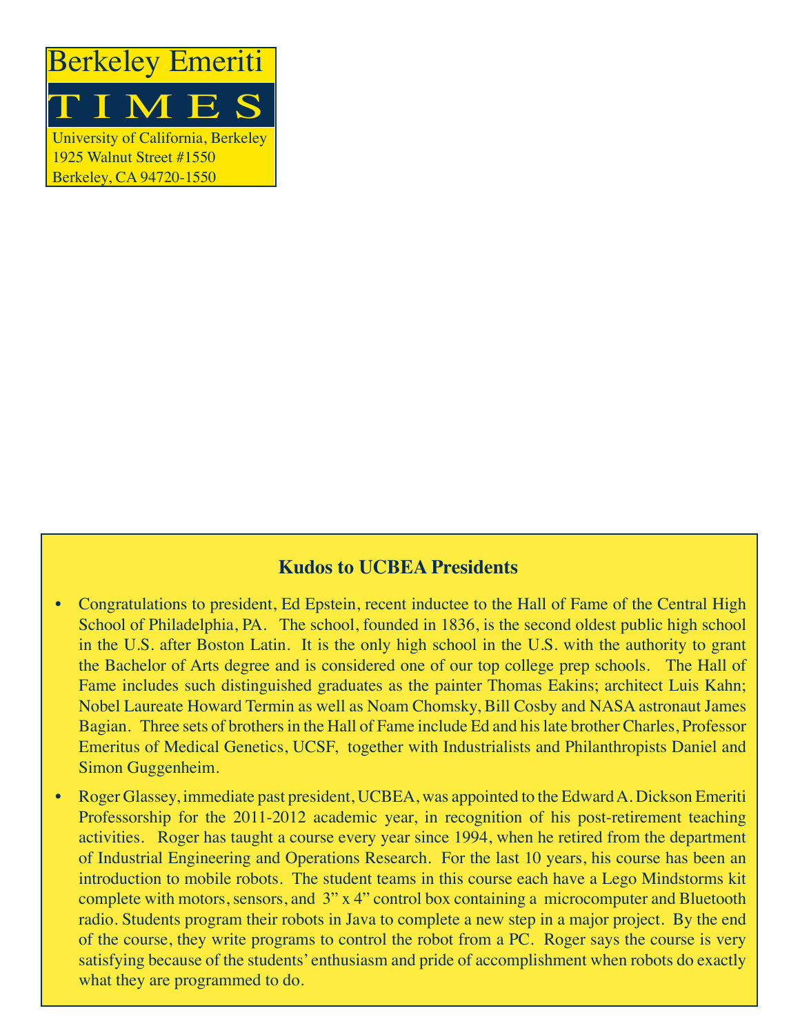Berkeley Emeriti

TIMES

University of California, Berkeley
1925 Walnut Street #1550
Berkeley, CA 94720-1550

## Kudos to UCBEA Presidents

- Congratulations to president, Ed Epstein, recent inductee to the Hall of Fame of the Central High School of Philadelphia, PA. The school, founded in 1836, is the second oldest public high school in the U.S. after Boston Latin. It is the only high school in the U.S. with the authority to grant the Bachelor of Arts degree and is considered one of our top college prep schools. The Hall of Fame includes such distinguished graduates as the painter Thomas Eakins; architect Luis Kahn; Nobel Laureate Howard Termin as well as Noam Chomsky, Bill Cosby and NASA astronaut James Bagian. Three sets of brothers in the Hall of Fame include Ed and his late brother Charles, Professor Emeritus of Medical Genetics, UCSF, together with Industrialists and Philanthropists Daniel and Simon Guggenheim.
- Roger Glassey, immediate past president, UCBEA, was appointed to the Edward A. Dickson Emeriti Professorship for the 2011-2012 academic year, in recognition of his post-retirement teaching activities. Roger has taught a course every year since 1994, when he retired from the department of Industrial Engineering and Operations Research. For the last 10 years, his course has been an introduction to mobile robots. The student teams in this course each have a Lego Mindstorms kit complete with motors, sensors, and 3" x 4" control box containing a microcomputer and Bluetooth radio. Students program their robots in Java to complete a new step in a major project. By the end of the course, they write programs to control the robot from a PC. Roger says the course is very satisfying because of the students' enthusiasm and pride of accomplishment when robots do exactly what they are programmed to do.